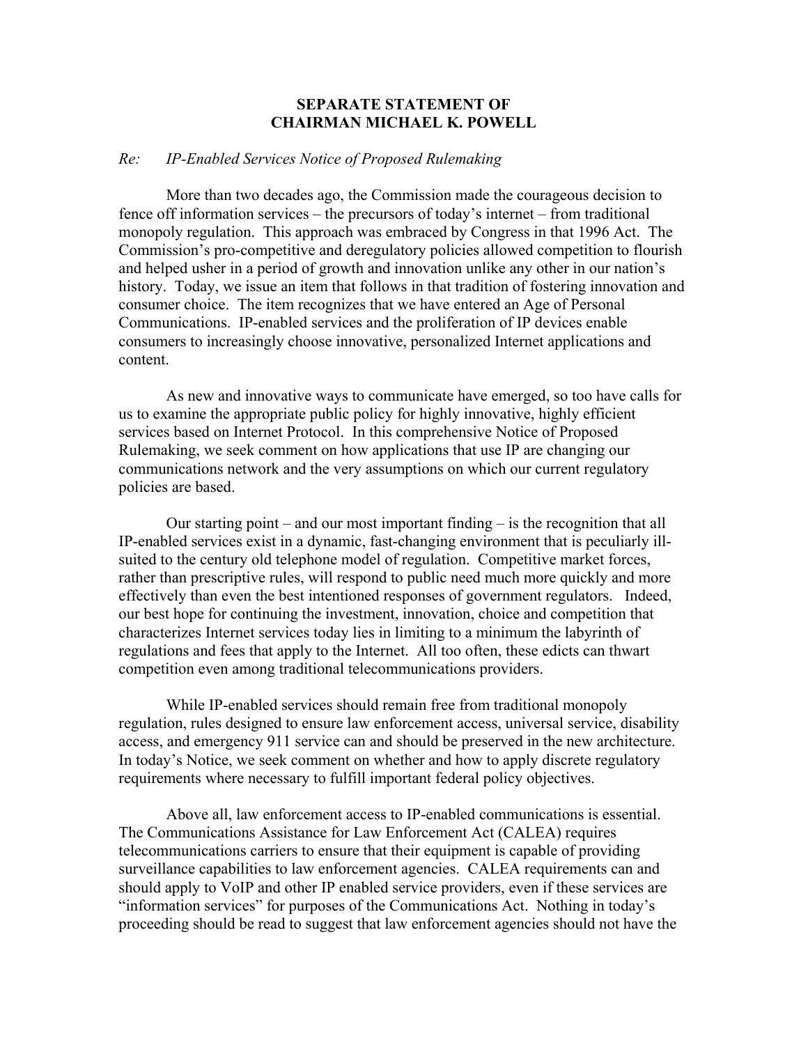# SEPARATE STATEMENT OF CHAIRMAN MICHAEL K. POWELL

*Re: IP-Enabled Services Notice of Proposed Rulemaking*

More than two decades ago, the Commission made the courageous decision to fence off information services – the precursors of today's internet – from traditional monopoly regulation. This approach was embraced by Congress in that 1996 Act. The Commission's pro-competitive and deregulatory policies allowed competition to flourish and helped usher in a period of growth and innovation unlike any other in our nation's history. Today, we issue an item that follows in that tradition of fostering innovation and consumer choice. The item recognizes that we have entered an Age of Personal Communications. IP-enabled services and the proliferation of IP devices enable consumers to increasingly choose innovative, personalized Internet applications and content.

As new and innovative ways to communicate have emerged, so too have calls for us to examine the appropriate public policy for highly innovative, highly efficient services based on Internet Protocol. In this comprehensive Notice of Proposed Rulemaking, we seek comment on how applications that use IP are changing our communications network and the very assumptions on which our current regulatory policies are based.

Our starting point – and our most important finding – is the recognition that all IP-enabled services exist in a dynamic, fast-changing environment that is peculiarly ill-suited to the century old telephone model of regulation. Competitive market forces, rather than prescriptive rules, will respond to public need much more quickly and more effectively than even the best intentioned responses of government regulators. Indeed, our best hope for continuing the investment, innovation, choice and competition that characterizes Internet services today lies in limiting to a minimum the labyrinth of regulations and fees that apply to the Internet. All too often, these edicts can thwart competition even among traditional telecommunications providers.

While IP-enabled services should remain free from traditional monopoly regulation, rules designed to ensure law enforcement access, universal service, disability access, and emergency 911 service can and should be preserved in the new architecture. In today's Notice, we seek comment on whether and how to apply discrete regulatory requirements where necessary to fulfill important federal policy objectives.

Above all, law enforcement access to IP-enabled communications is essential. The Communications Assistance for Law Enforcement Act (CALEA) requires telecommunications carriers to ensure that their equipment is capable of providing surveillance capabilities to law enforcement agencies. CALEA requirements can and should apply to VoIP and other IP enabled service providers, even if these services are "information services" for purposes of the Communications Act. Nothing in today's proceeding should be read to suggest that law enforcement agencies should not have the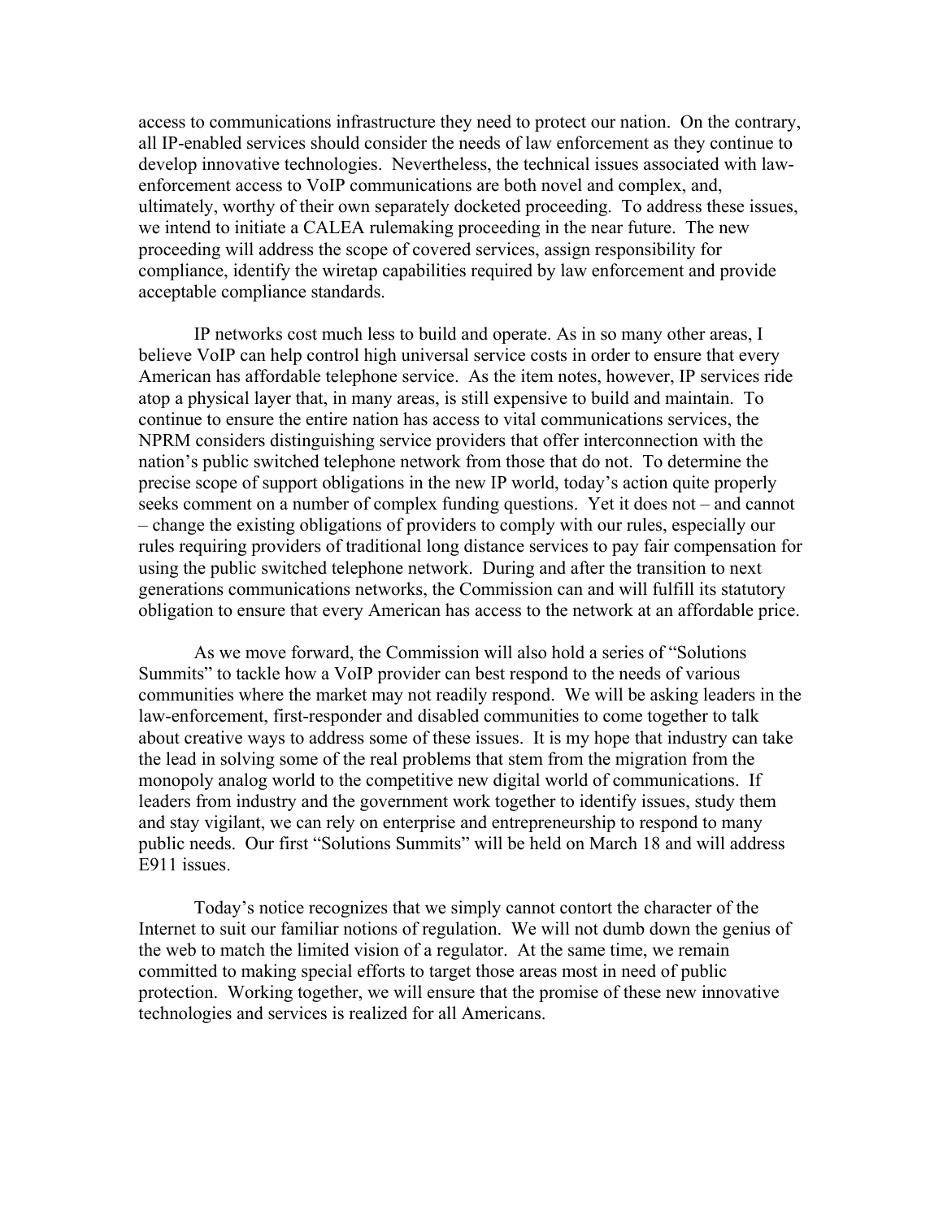access to communications infrastructure they need to protect our nation. On the contrary, all IP-enabled services should consider the needs of law enforcement as they continue to develop innovative technologies. Nevertheless, the technical issues associated with law-enforcement access to VoIP communications are both novel and complex, and, ultimately, worthy of their own separately docketed proceeding. To address these issues, we intend to initiate a CALEA rulemaking proceeding in the near future. The new proceeding will address the scope of covered services, assign responsibility for compliance, identify the wiretap capabilities required by law enforcement and provide acceptable compliance standards.

IP networks cost much less to build and operate. As in so many other areas, I believe VoIP can help control high universal service costs in order to ensure that every American has affordable telephone service. As the item notes, however, IP services ride atop a physical layer that, in many areas, is still expensive to build and maintain. To continue to ensure the entire nation has access to vital communications services, the NPRM considers distinguishing service providers that offer interconnection with the nation's public switched telephone network from those that do not. To determine the precise scope of support obligations in the new IP world, today's action quite properly seeks comment on a number of complex funding questions. Yet it does not – and cannot – change the existing obligations of providers to comply with our rules, especially our rules requiring providers of traditional long distance services to pay fair compensation for using the public switched telephone network. During and after the transition to next generations communications networks, the Commission can and will fulfill its statutory obligation to ensure that every American has access to the network at an affordable price.

As we move forward, the Commission will also hold a series of "Solutions Summits" to tackle how a VoIP provider can best respond to the needs of various communities where the market may not readily respond. We will be asking leaders in the law-enforcement, first-responder and disabled communities to come together to talk about creative ways to address some of these issues. It is my hope that industry can take the lead in solving some of the real problems that stem from the migration from the monopoly analog world to the competitive new digital world of communications. If leaders from industry and the government work together to identify issues, study them and stay vigilant, we can rely on enterprise and entrepreneurship to respond to many public needs. Our first "Solutions Summits" will be held on March 18 and will address E911 issues.

Today's notice recognizes that we simply cannot contort the character of the Internet to suit our familiar notions of regulation. We will not dumb down the genius of the web to match the limited vision of a regulator. At the same time, we remain committed to making special efforts to target those areas most in need of public protection. Working together, we will ensure that the promise of these new innovative technologies and services is realized for all Americans.